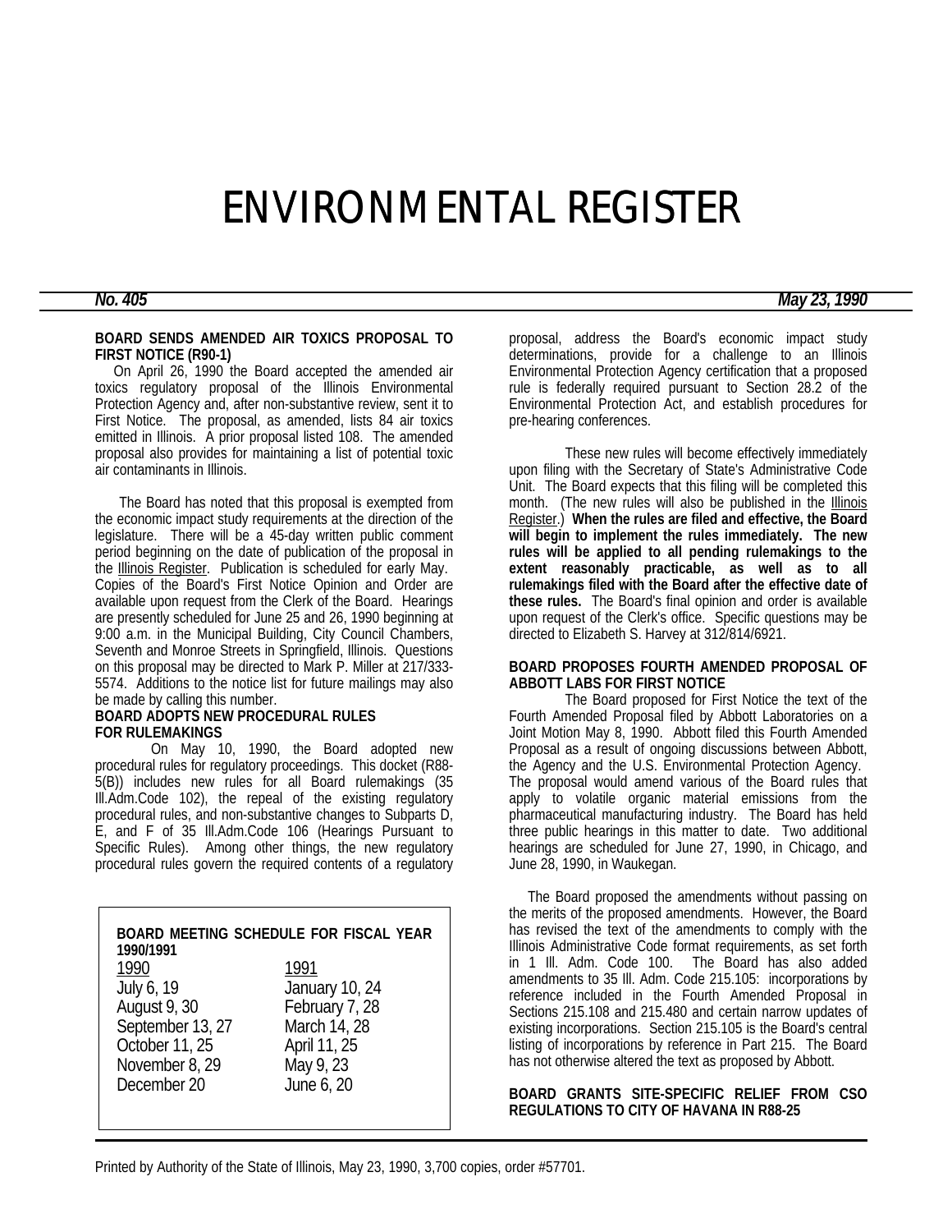# ENVIRONMENTAL REGISTER

***No. 405*** ***May 23, 1990***

**BOARD SENDS AMENDED AIR TOXICS PROPOSAL TO FIRST NOTICE (R90-1)**

On April 26, 1990 the Board accepted the amended air toxics regulatory proposal of the Illinois Environmental Protection Agency and, after non-substantive review, sent it to First Notice. The proposal, as amended, lists 84 air toxics emitted in Illinois. A prior proposal listed 108. The amended proposal also provides for maintaining a list of potential toxic air contaminants in Illinois.

The Board has noted that this proposal is exempted from the economic impact study requirements at the direction of the legislature. There will be a 45-day written public comment period beginning on the date of publication of the proposal in the Illinois Register. Publication is scheduled for early May. Copies of the Board's First Notice Opinion and Order are available upon request from the Clerk of the Board. Hearings are presently scheduled for June 25 and 26, 1990 beginning at 9:00 a.m. in the Municipal Building, City Council Chambers, Seventh and Monroe Streets in Springfield, Illinois. Questions on this proposal may be directed to Mark P. Miller at 217/333-5574. Additions to the notice list for future mailings may also be made by calling this number.

**BOARD ADOPTS NEW PROCEDURAL RULES FOR RULEMAKINGS**

On May 10, 1990, the Board adopted new procedural rules for regulatory proceedings. This docket (R88-5(B)) includes new rules for all Board rulemakings (35 Ill.Adm.Code 102), the repeal of the existing regulatory procedural rules, and non-substantive changes to Subparts D, E, and F of 35 Ill.Adm.Code 106 (Hearings Pursuant to Specific Rules). Among other things, the new regulatory procedural rules govern the required contents of a regulatory proposal, address the Board's economic impact study determinations, provide for a challenge to an Illinois Environmental Protection Agency certification that a proposed rule is federally required pursuant to Section 28.2 of the Environmental Protection Act, and establish procedures for pre-hearing conferences.

These new rules will become effectively immediately upon filing with the Secretary of State's Administrative Code Unit. The Board expects that this filing will be completed this month. (The new rules will also be published in the Illinois Register.) **When the rules are filed and effective, the Board will begin to implement the rules immediately. The new rules will be applied to all pending rulemakings to the extent reasonably practicable, as well as to all rulemakings filed with the Board after the effective date of these rules.** The Board's final opinion and order is available upon request of the Clerk's office. Specific questions may be directed to Elizabeth S. Harvey at 312/814/6921.

**BOARD MEETING SCHEDULE FOR FISCAL YEAR 1990/1991**

| 1990 | 1991 |
|---|---|
| July 6, 19 | January 10, 24 |
| August 9, 30 | February 7, 28 |
| September 13, 27 | March 14, 28 |
| October 11, 25 | April 11, 25 |
| November 8, 29 | May 9, 23 |
| December 20 | June 6, 20 |

**BOARD PROPOSES FOURTH AMENDED PROPOSAL OF ABBOTT LABS FOR FIRST NOTICE**

The Board proposed for First Notice the text of the Fourth Amended Proposal filed by Abbott Laboratories on a Joint Motion May 8, 1990. Abbott filed this Fourth Amended Proposal as a result of ongoing discussions between Abbott, the Agency and the U.S. Environmental Protection Agency. The proposal would amend various of the Board rules that apply to volatile organic material emissions from the pharmaceutical manufacturing industry. The Board has held three public hearings in this matter to date. Two additional hearings are scheduled for June 27, 1990, in Chicago, and June 28, 1990, in Waukegan.

The Board proposed the amendments without passing on the merits of the proposed amendments. However, the Board has revised the text of the amendments to comply with the Illinois Administrative Code format requirements, as set forth in 1 Ill. Adm. Code 100. The Board has also added amendments to 35 Ill. Adm. Code 215.105: incorporations by reference included in the Fourth Amended Proposal in Sections 215.108 and 215.480 and certain narrow updates of existing incorporations. Section 215.105 is the Board's central listing of incorporations by reference in Part 215. The Board has not otherwise altered the text as proposed by Abbott.

**BOARD GRANTS SITE-SPECIFIC RELIEF FROM CSO REGULATIONS TO CITY OF HAVANA IN R88-25**

Printed by Authority of the State of Illinois, May 23, 1990, 3,700 copies, order #57701.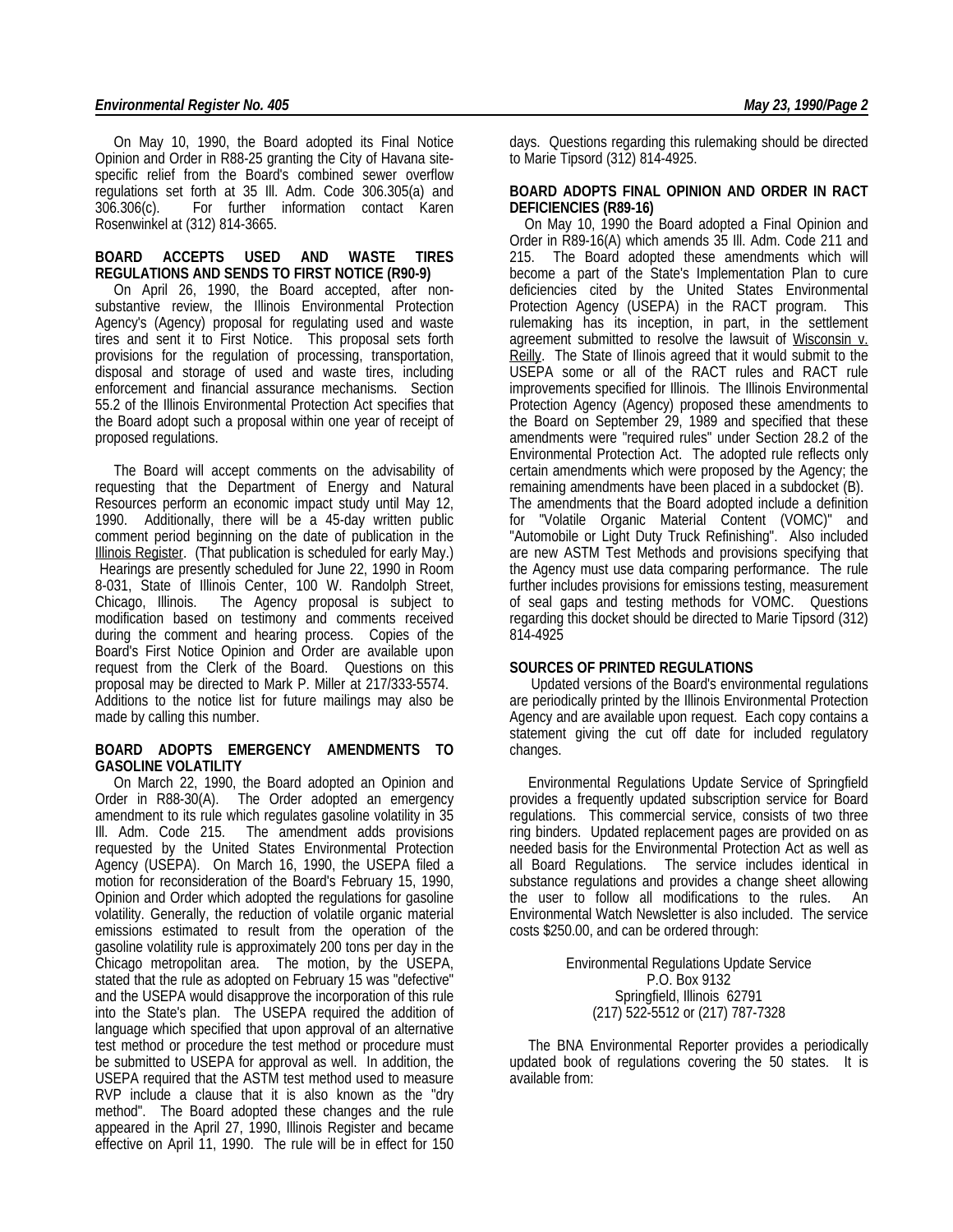On May 10, 1990, the Board adopted its Final Notice Opinion and Order in R88-25 granting the City of Havana site-specific relief from the Board's combined sewer overflow regulations set forth at 35 Ill. Adm. Code 306.305(a) and 306.306(c). For further information contact Karen Rosenwinkel at (312) 814-3665.

**BOARD ACCEPTS USED AND WASTE TIRES REGULATIONS AND SENDS TO FIRST NOTICE (R90-9)**

On April 26, 1990, the Board accepted, after non-substantive review, the Illinois Environmental Protection Agency's (Agency) proposal for regulating used and waste tires and sent it to First Notice. This proposal sets forth provisions for the regulation of processing, transportation, disposal and storage of used and waste tires, including enforcement and financial assurance mechanisms. Section 55.2 of the Illinois Environmental Protection Act specifies that the Board adopt such a proposal within one year of receipt of proposed regulations.

The Board will accept comments on the advisability of requesting that the Department of Energy and Natural Resources perform an economic impact study until May 12, 1990. Additionally, there will be a 45-day written public comment period beginning on the date of publication in the Illinois Register. (That publication is scheduled for early May.) Hearings are presently scheduled for June 22, 1990 in Room 8-031, State of Illinois Center, 100 W. Randolph Street, Chicago, Illinois. The Agency proposal is subject to modification based on testimony and comments received during the comment and hearing process. Copies of the Board's First Notice Opinion and Order are available upon request from the Clerk of the Board. Questions on this proposal may be directed to Mark P. Miller at 217/333-5574. Additions to the notice list for future mailings may also be made by calling this number.

**BOARD ADOPTS EMERGENCY AMENDMENTS TO GASOLINE VOLATILITY**

On March 22, 1990, the Board adopted an Opinion and Order in R88-30(A). The Order adopted an emergency amendment to its rule which regulates gasoline volatility in 35 Ill. Adm. Code 215. The amendment adds provisions requested by the United States Environmental Protection Agency (USEPA). On March 16, 1990, the USEPA filed a motion for reconsideration of the Board's February 15, 1990, Opinion and Order which adopted the regulations for gasoline volatility. Generally, the reduction of volatile organic material emissions estimated to result from the operation of the gasoline volatility rule is approximately 200 tons per day in the Chicago metropolitan area. The motion, by the USEPA, stated that the rule as adopted on February 15 was "defective" and the USEPA would disapprove the incorporation of this rule into the State's plan. The USEPA required the addition of language which specified that upon approval of an alternative test method or procedure the test method or procedure must be submitted to USEPA for approval as well. In addition, the USEPA required that the ASTM test method used to measure RVP include a clause that it is also known as the "dry method". The Board adopted these changes and the rule appeared in the April 27, 1990, Illinois Register and became effective on April 11, 1990. The rule will be in effect for 150 days. Questions regarding this rulemaking should be directed to Marie Tipsord (312) 814-4925.

**BOARD ADOPTS FINAL OPINION AND ORDER IN RACT DEFICIENCIES (R89-16)**

On May 10, 1990 the Board adopted a Final Opinion and Order in R89-16(A) which amends 35 Ill. Adm. Code 211 and 215. The Board adopted these amendments which will become a part of the State's Implementation Plan to cure deficiencies cited by the United States Environmental Protection Agency (USEPA) in the RACT program. This rulemaking has its inception, in part, in the settlement agreement submitted to resolve the lawsuit of Wisconsin v. Reilly. The State of Ilinois agreed that it would submit to the USEPA some or all of the RACT rules and RACT rule improvements specified for Illinois. The Illinois Environmental Protection Agency (Agency) proposed these amendments to the Board on September 29, 1989 and specified that these amendments were "required rules" under Section 28.2 of the Environmental Protection Act. The adopted rule reflects only certain amendments which were proposed by the Agency; the remaining amendments have been placed in a subdocket (B). The amendments that the Board adopted include a definition for "Volatile Organic Material Content (VOMC)" and "Automobile or Light Duty Truck Refinishing". Also included are new ASTM Test Methods and provisions specifying that the Agency must use data comparing performance. The rule further includes provisions for emissions testing, measurement of seal gaps and testing methods for VOMC. Questions regarding this docket should be directed to Marie Tipsord (312) 814-4925

**SOURCES OF PRINTED REGULATIONS**

Updated versions of the Board's environmental regulations are periodically printed by the Illinois Environmental Protection Agency and are available upon request. Each copy contains a statement giving the cut off date for included regulatory changes.

Environmental Regulations Update Service of Springfield provides a frequently updated subscription service for Board regulations. This commercial service, consists of two three ring binders. Updated replacement pages are provided on as needed basis for the Environmental Protection Act as well as all Board Regulations. The service includes identical in substance regulations and provides a change sheet allowing the user to follow all modifications to the rules. An Environmental Watch Newsletter is also included. The service costs $250.00, and can be ordered through:

Environmental Regulations Update Service
P.O. Box 9132
Springfield, Illinois 62791
(217) 522-5512 or (217) 787-7328

The BNA Environmental Reporter provides a periodically updated book of regulations covering the 50 states. It is available from: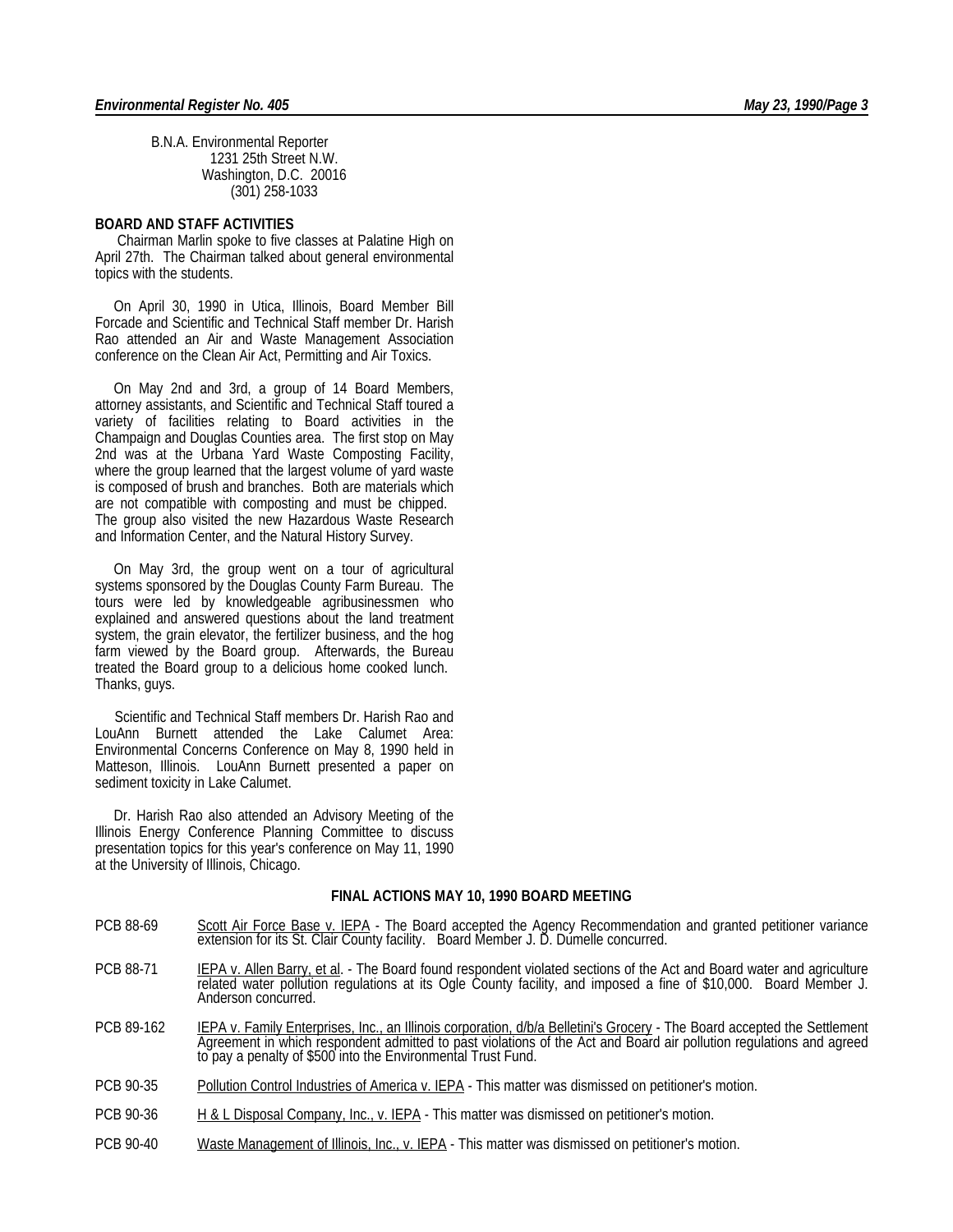B.N.A. Environmental Reporter
1231 25th Street N.W.
Washington, D.C. 20016
(301) 258-1033

**BOARD AND STAFF ACTIVITIES**

Chairman Marlin spoke to five classes at Palatine High on April 27th. The Chairman talked about general environmental topics with the students.

On April 30, 1990 in Utica, Illinois, Board Member Bill Forcade and Scientific and Technical Staff member Dr. Harish Rao attended an Air and Waste Management Association conference on the Clean Air Act, Permitting and Air Toxics.

On May 2nd and 3rd, a group of 14 Board Members, attorney assistants, and Scientific and Technical Staff toured a variety of facilities relating to Board activities in the Champaign and Douglas Counties area. The first stop on May 2nd was at the Urbana Yard Waste Composting Facility, where the group learned that the largest volume of yard waste is composed of brush and branches. Both are materials which are not compatible with composting and must be chipped. The group also visited the new Hazardous Waste Research and Information Center, and the Natural History Survey.

On May 3rd, the group went on a tour of agricultural systems sponsored by the Douglas County Farm Bureau. The tours were led by knowledgeable agribusinessmen who explained and answered questions about the land treatment system, the grain elevator, the fertilizer business, and the hog farm viewed by the Board group. Afterwards, the Bureau treated the Board group to a delicious home cooked lunch. Thanks, guys.

Scientific and Technical Staff members Dr. Harish Rao and LouAnn Burnett attended the Lake Calumet Area: Environmental Concerns Conference on May 8, 1990 held in Matteson, Illinois. LouAnn Burnett presented a paper on sediment toxicity in Lake Calumet.

Dr. Harish Rao also attended an Advisory Meeting of the Illinois Energy Conference Planning Committee to discuss presentation topics for this year's conference on May 11, 1990 at the University of Illinois, Chicago.

**FINAL ACTIONS MAY 10, 1990 BOARD MEETING**

PCB 88-69 Scott Air Force Base v. IEPA - The Board accepted the Agency Recommendation and granted petitioner variance extension for its St. Clair County facility. Board Member J. D. Dumelle concurred.

PCB 88-71 IEPA v. Allen Barry, et al. - The Board found respondent violated sections of the Act and Board water and agriculture related water pollution regulations at its Ogle County facility, and imposed a fine of $10,000. Board Member J. Anderson concurred.

PCB 89-162 IEPA v. Family Enterprises, Inc., an Illinois corporation, d/b/a Belletini's Grocery - The Board accepted the Settlement Agreement in which respondent admitted to past violations of the Act and Board air pollution regulations and agreed to pay a penalty of $500 into the Environmental Trust Fund.

PCB 90-35 Pollution Control Industries of America v. IEPA - This matter was dismissed on petitioner's motion.

PCB 90-36 H & L Disposal Company, Inc., v. IEPA - This matter was dismissed on petitioner's motion.

PCB 90-40 Waste Management of Illinois, Inc., v. IEPA - This matter was dismissed on petitioner's motion.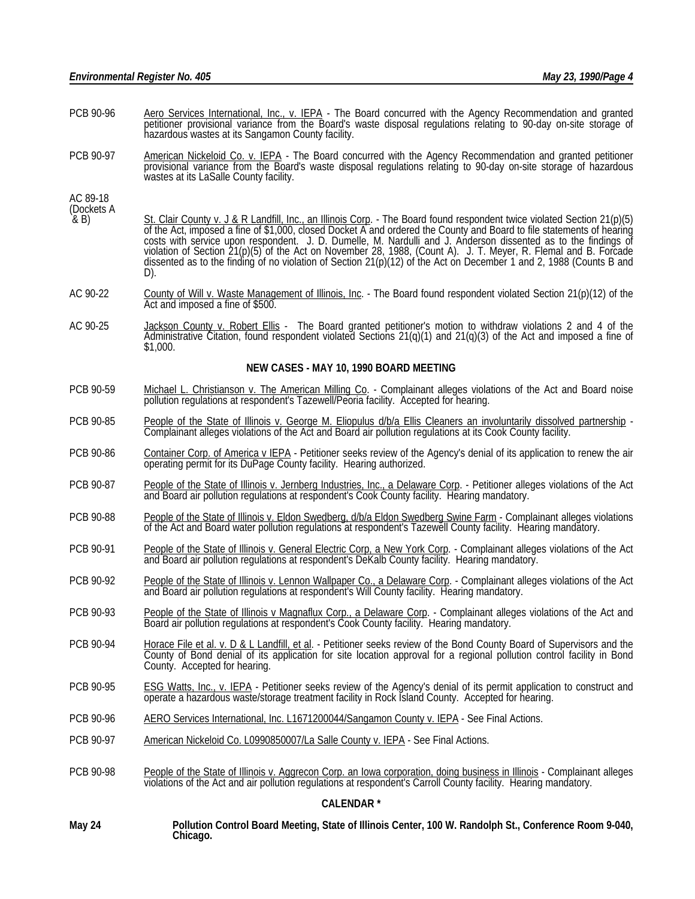PCB 90-96 Aero Services International, Inc., v. IEPA - The Board concurred with the Agency Recommendation and granted petitioner provisional variance from the Board's waste disposal regulations relating to 90-day on-site storage of hazardous wastes at its Sangamon County facility.

PCB 90-97 American Nickeloid Co. v. IEPA - The Board concurred with the Agency Recommendation and granted petitioner provisional variance from the Board's waste disposal regulations relating to 90-day on-site storage of hazardous wastes at its LaSalle County facility.

AC 89-18 (Dockets A & B) St. Clair County v. J & R Landfill, Inc., an Illinois Corp. - The Board found respondent twice violated Section 21(p)(5) of the Act, imposed a fine of $1,000, closed Docket A and ordered the County and Board to file statements of hearing costs with service upon respondent. J. D. Dumelle, M. Nardulli and J. Anderson dissented as to the findings of violation of Section 21(p)(5) of the Act on November 28, 1988, (Count A). J. T. Meyer, R. Flemal and B. Forcade dissented as to the finding of no violation of Section 21(p)(12) of the Act on December 1 and 2, 1988 (Counts B and D).

AC 90-22 County of Will v. Waste Management of Illinois, Inc. - The Board found respondent violated Section 21(p)(12) of the Act and imposed a fine of $500.

AC 90-25 Jackson County v. Robert Ellis - The Board granted petitioner's motion to withdraw violations 2 and 4 of the Administrative Citation, found respondent violated Sections 21(q)(1) and 21(q)(3) of the Act and imposed a fine of $1,000.

**NEW CASES - MAY 10, 1990 BOARD MEETING**

PCB 90-59 Michael L. Christianson v. The American Milling Co. - Complainant alleges violations of the Act and Board noise pollution regulations at respondent's Tazewell/Peoria facility. Accepted for hearing.

PCB 90-85 People of the State of Illinois v. George M. Eliopulus d/b/a Ellis Cleaners an involuntarily dissolved partnership - Complainant alleges violations of the Act and Board air pollution regulations at its Cook County facility.

PCB 90-86 Container Corp. of America v IEPA - Petitioner seeks review of the Agency's denial of its application to renew the air operating permit for its DuPage County facility. Hearing authorized.

PCB 90-87 People of the State of Illinois v. Jernberg Industries, Inc., a Delaware Corp. - Petitioner alleges violations of the Act and Board air pollution regulations at respondent's Cook County facility. Hearing mandatory.

PCB 90-88 People of the State of Illinois v. Eldon Swedberg, d/b/a Eldon Swedberg Swine Farm - Complainant alleges violations of the Act and Board water pollution regulations at respondent's Tazewell County facility. Hearing mandatory.

PCB 90-91 People of the State of Illinois v. General Electric Corp, a New York Corp. - Complainant alleges violations of the Act and Board air pollution regulations at respondent's DeKalb County facility. Hearing mandatory.

PCB 90-92 People of the State of Illinois v. Lennon Wallpaper Co., a Delaware Corp. - Complainant alleges violations of the Act and Board air pollution regulations at respondent's Will County facility. Hearing mandatory.

PCB 90-93 People of the State of Illinois v Magnaflux Corp., a Delaware Corp. - Complainant alleges violations of the Act and Board air pollution regulations at respondent's Cook County facility. Hearing mandatory.

PCB 90-94 Horace File et al. v. D & L Landfill, et al. - Petitioner seeks review of the Bond County Board of Supervisors and the County of Bond denial of its application for site location approval for a regional pollution control facility in Bond County. Accepted for hearing.

PCB 90-95 ESG Watts, Inc., v. IEPA - Petitioner seeks review of the Agency's denial of its permit application to construct and operate a hazardous waste/storage treatment facility in Rock Island County. Accepted for hearing.

PCB 90-96 AERO Services International, Inc. L1671200044/Sangamon County v. IEPA - See Final Actions.

PCB 90-97 American Nickeloid Co. L0990850007/La Salle County v. IEPA - See Final Actions.

PCB 90-98 People of the State of Illinois v. Aggrecon Corp. an Iowa corporation, doing business in Illinois - Complainant alleges violations of the Act and air pollution regulations at respondent's Carroll County facility. Hearing mandatory.

**CALENDAR ***

**May 24** **Pollution Control Board Meeting, State of Illinois Center, 100 W. Randolph St., Conference Room 9-040, Chicago.**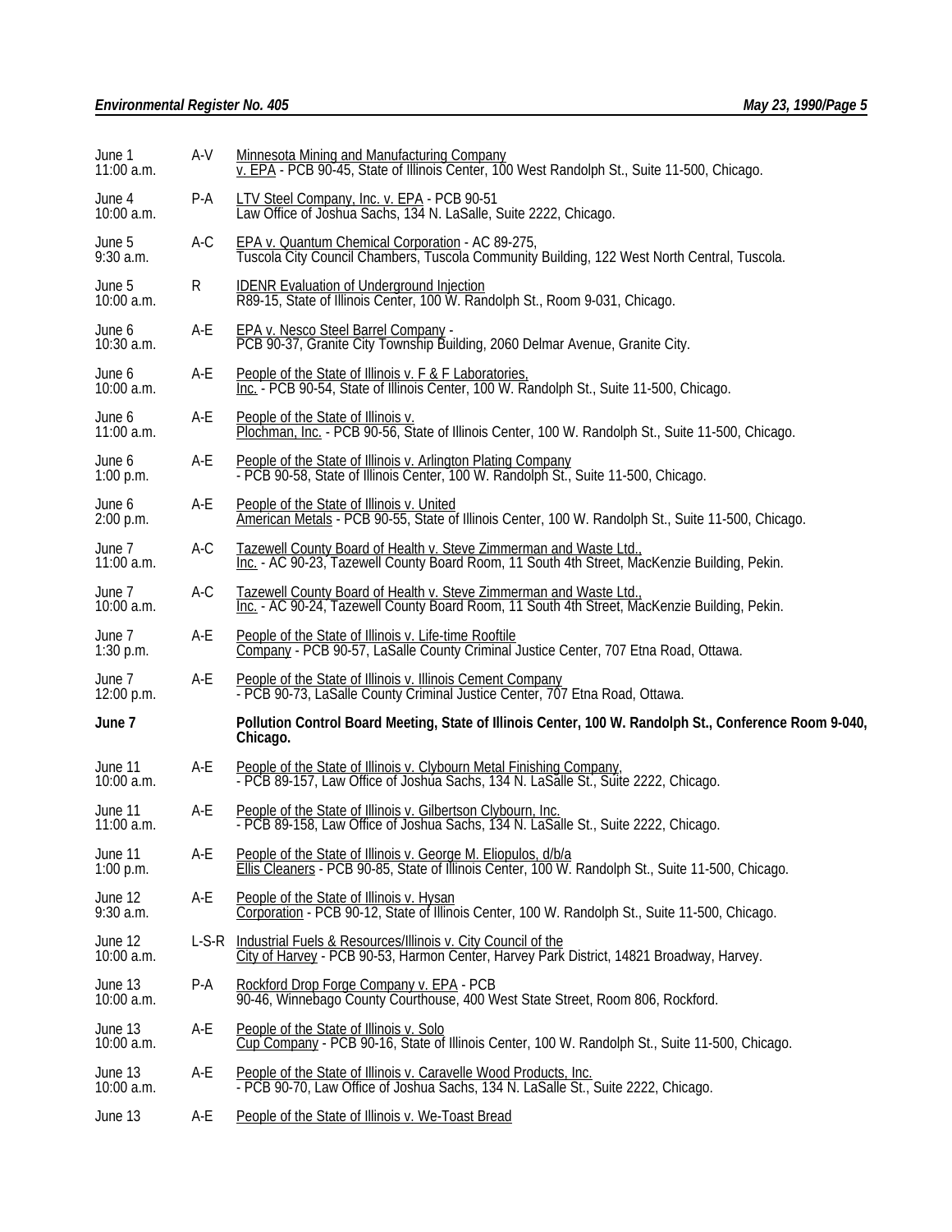| | | |
|---|---|---|
| June 1<br>11:00 a.m. | A-V | Minnesota Mining and Manufacturing Company v. EPA - PCB 90-45, State of Illinois Center, 100 West Randolph St., Suite 11-500, Chicago. |
| June 4<br>10:00 a.m. | P-A | LTV Steel Company, Inc. v. EPA - PCB 90-51<br>Law Office of Joshua Sachs, 134 N. LaSalle, Suite 2222, Chicago. |
| June 5<br>9:30 a.m. | A-C | EPA v. Quantum Chemical Corporation - AC 89-275,<br>Tuscola City Council Chambers, Tuscola Community Building, 122 West North Central, Tuscola. |
| June 5<br>10:00 a.m. | R | IDENR Evaluation of Underground Injection<br>R89-15, State of Illinois Center, 100 W. Randolph St., Room 9-031, Chicago. |
| June 6<br>10:30 a.m. | A-E | EPA v. Nesco Steel Barrel Company -<br>PCB 90-37, Granite City Township Building, 2060 Delmar Avenue, Granite City. |
| June 6<br>10:00 a.m. | A-E | People of the State of Illinois v. F & F Laboratories, Inc. - PCB 90-54, State of Illinois Center, 100 W. Randolph St., Suite 11-500, Chicago. |
| June 6<br>11:00 a.m. | A-E | People of the State of Illinois v. Plochman, Inc. - PCB 90-56, State of Illinois Center, 100 W. Randolph St., Suite 11-500, Chicago. |
| June 6<br>1:00 p.m. | A-E | People of the State of Illinois v. Arlington Plating Company<br>- PCB 90-58, State of Illinois Center, 100 W. Randolph St., Suite 11-500, Chicago. |
| June 6<br>2:00 p.m. | A-E | People of the State of Illinois v. United American Metals - PCB 90-55, State of Illinois Center, 100 W. Randolph St., Suite 11-500, Chicago. |
| June 7<br>11:00 a.m. | A-C | Tazewell County Board of Health v. Steve Zimmerman and Waste Ltd., Inc. - AC 90-23, Tazewell County Board Room, 11 South 4th Street, MacKenzie Building, Pekin. |
| June 7<br>10:00 a.m. | A-C | Tazewell County Board of Health v. Steve Zimmerman and Waste Ltd., Inc. - AC 90-24, Tazewell County Board Room, 11 South 4th Street, MacKenzie Building, Pekin. |
| June 7<br>1:30 p.m. | A-E | People of the State of Illinois v. Life-time Rooftile Company - PCB 90-57, LaSalle County Criminal Justice Center, 707 Etna Road, Ottawa. |
| June 7<br>12:00 p.m. | A-E | People of the State of Illinois v. Illinois Cement Company<br>- PCB 90-73, LaSalle County Criminal Justice Center, 707 Etna Road, Ottawa. |
| **June 7** | | **Pollution Control Board Meeting, State of Illinois Center, 100 W. Randolph St., Conference Room 9-040, Chicago.** |
| June 11<br>10:00 a.m. | A-E | People of the State of Illinois v. Clybourn Metal Finishing Company,<br>- PCB 89-157, Law Office of Joshua Sachs, 134 N. LaSalle St., Suite 2222, Chicago. |
| June 11<br>11:00 a.m. | A-E | People of the State of Illinois v. Gilbertson Clybourn, Inc.<br>- PCB 89-158, Law Office of Joshua Sachs, 134 N. LaSalle St., Suite 2222, Chicago. |
| June 11<br>1:00 p.m. | A-E | People of the State of Illinois v. George M. Eliopulos, d/b/a Ellis Cleaners - PCB 90-85, State of Illinois Center, 100 W. Randolph St., Suite 11-500, Chicago. |
| June 12<br>9:30 a.m. | A-E | People of the State of Illinois v. Hysan Corporation - PCB 90-12, State of Illinois Center, 100 W. Randolph St., Suite 11-500, Chicago. |
| June 12<br>10:00 a.m. | L-S-R | Industrial Fuels & Resources/Illinois v. City Council of the City of Harvey - PCB 90-53, Harmon Center, Harvey Park District, 14821 Broadway, Harvey. |
| June 13<br>10:00 a.m. | P-A | Rockford Drop Forge Company v. EPA - PCB 90-46, Winnebago County Courthouse, 400 West State Street, Room 806, Rockford. |
| June 13<br>10:00 a.m. | A-E | People of the State of Illinois v. Solo Cup Company - PCB 90-16, State of Illinois Center, 100 W. Randolph St., Suite 11-500, Chicago. |
| June 13<br>10:00 a.m. | A-E | People of the State of Illinois v. Caravelle Wood Products, Inc.<br>- PCB 90-70, Law Office of Joshua Sachs, 134 N. LaSalle St., Suite 2222, Chicago. |
| June 13 | A-E | People of the State of Illinois v. We-Toast Bread |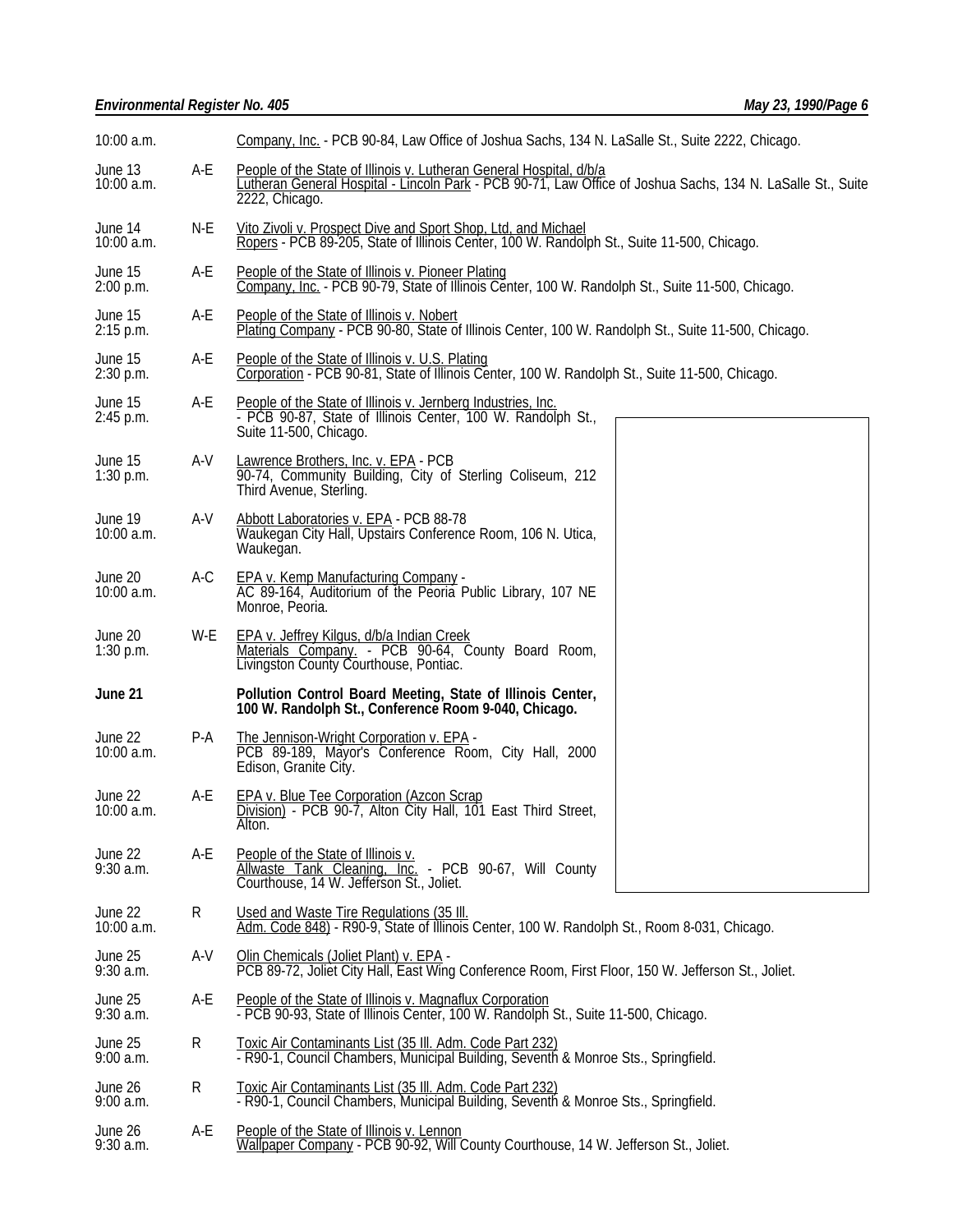| | | |
|---|---|---|
| 10:00 a.m. | | Company, Inc. - PCB 90-84, Law Office of Joshua Sachs, 134 N. LaSalle St., Suite 2222, Chicago. |
| June 13<br>10:00 a.m. | A-E | People of the State of Illinois v. Lutheran General Hospital, d/b/a Lutheran General Hospital - Lincoln Park - PCB 90-71, Law Office of Joshua Sachs, 134 N. LaSalle St., Suite 2222, Chicago. |
| June 14<br>10:00 a.m. | N-E | Vito Zivoli v. Prospect Dive and Sport Shop, Ltd. and Michael Ropers - PCB 89-205, State of Illinois Center, 100 W. Randolph St., Suite 11-500, Chicago. |
| June 15<br>2:00 p.m. | A-E | People of the State of Illinois v. Pioneer Plating Company, Inc. - PCB 90-79, State of Illinois Center, 100 W. Randolph St., Suite 11-500, Chicago. |
| June 15<br>2:15 p.m. | A-E | People of the State of Illinois v. Nobert Plating Company - PCB 90-80, State of Illinois Center, 100 W. Randolph St., Suite 11-500, Chicago. |
| June 15<br>2:30 p.m. | A-E | People of the State of Illinois v. U.S. Plating Corporation - PCB 90-81, State of Illinois Center, 100 W. Randolph St., Suite 11-500, Chicago. |
| June 15<br>2:45 p.m. | A-E | People of the State of Illinois v. Jernberg Industries, Inc. - PCB 90-87, State of Illinois Center, 100 W. Randolph St., Suite 11-500, Chicago. |
| June 15<br>1:30 p.m. | A-V | Lawrence Brothers, Inc. v. EPA - PCB 90-74, Community Building, City of Sterling Coliseum, 212 Third Avenue, Sterling. |
| June 19<br>10:00 a.m. | A-V | Abbott Laboratories v. EPA - PCB 88-78 Waukegan City Hall, Upstairs Conference Room, 106 N. Utica, Waukegan. |
| June 20<br>10:00 a.m. | A-C | EPA v. Kemp Manufacturing Company - AC 89-164, Auditorium of the Peoria Public Library, 107 NE Monroe, Peoria. |
| June 20<br>1:30 p.m. | W-E | EPA v. Jeffrey Kilgus, d/b/a Indian Creek Materials Company. - PCB 90-64, County Board Room, Livingston County Courthouse, Pontiac. |
| **June 21** | | **Pollution Control Board Meeting, State of Illinois Center, 100 W. Randolph St., Conference Room 9-040, Chicago.** |
| June 22<br>10:00 a.m. | P-A | The Jennison-Wright Corporation v. EPA - PCB 89-189, Mayor's Conference Room, City Hall, 2000 Edison, Granite City. |
| June 22<br>10:00 a.m. | A-E | EPA v. Blue Tee Corporation (Azcon Scrap Division) - PCB 90-7, Alton City Hall, 101 East Third Street, Alton. |
| June 22<br>9:30 a.m. | A-E | People of the State of Illinois v. Allwaste Tank Cleaning, Inc. - PCB 90-67, Will County Courthouse, 14 W. Jefferson St., Joliet. |
| June 22<br>10:00 a.m. | R | Used and Waste Tire Regulations (35 Ill. Adm. Code 848) - R90-9, State of Illinois Center, 100 W. Randolph St., Room 8-031, Chicago. |
| June 25<br>9:30 a.m. | A-V | Olin Chemicals (Joliet Plant) v. EPA - PCB 89-72, Joliet City Hall, East Wing Conference Room, First Floor, 150 W. Jefferson St., Joliet. |
| June 25<br>9:30 a.m. | A-E | People of the State of Illinois v. Magnaflux Corporation - PCB 90-93, State of Illinois Center, 100 W. Randolph St., Suite 11-500, Chicago. |
| June 25<br>9:00 a.m. | R | Toxic Air Contaminants List (35 Ill. Adm. Code Part 232) - R90-1, Council Chambers, Municipal Building, Seventh & Monroe Sts., Springfield. |
| June 26<br>9:00 a.m. | R | Toxic Air Contaminants List (35 Ill. Adm. Code Part 232) - R90-1, Council Chambers, Municipal Building, Seventh & Monroe Sts., Springfield. |
| June 26<br>9:30 a.m. | A-E | People of the State of Illinois v. Lennon Wallpaper Company - PCB 90-92, Will County Courthouse, 14 W. Jefferson St., Joliet. |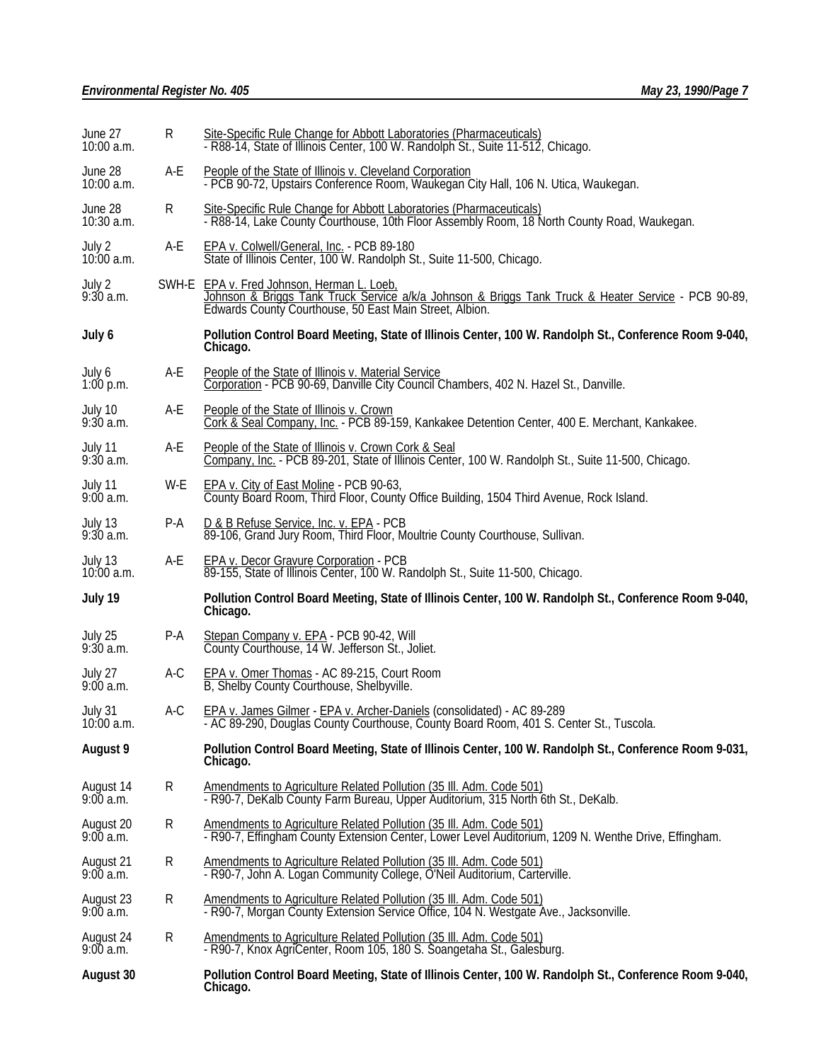| | | |
|---|---|---|
| June 27<br>10:00 a.m. | R | Site-Specific Rule Change for Abbott Laboratories (Pharmaceuticals) - R88-14, State of Illinois Center, 100 W. Randolph St., Suite 11-512, Chicago. |
| June 28<br>10:00 a.m. | A-E | People of the State of Illinois v. Cleveland Corporation - PCB 90-72, Upstairs Conference Room, Waukegan City Hall, 106 N. Utica, Waukegan. |
| June 28<br>10:30 a.m. | R | Site-Specific Rule Change for Abbott Laboratories (Pharmaceuticals) - R88-14, Lake County Courthouse, 10th Floor Assembly Room, 18 North County Road, Waukegan. |
| July 2<br>10:00 a.m. | A-E | EPA v. Colwell/General, Inc. - PCB 89-180 State of Illinois Center, 100 W. Randolph St., Suite 11-500, Chicago. |
| July 2<br>9:30 a.m. | SWH-E | EPA v. Fred Johnson, Herman L. Loeb, Johnson & Briggs Tank Truck Service a/k/a Johnson & Briggs Tank Truck & Heater Service - PCB 90-89, Edwards County Courthouse, 50 East Main Street, Albion. |
| **July 6** | | **Pollution Control Board Meeting, State of Illinois Center, 100 W. Randolph St., Conference Room 9-040, Chicago.** |
| July 6<br>1:00 p.m. | A-E | People of the State of Illinois v. Material Service Corporation - PCB 90-69, Danville City Council Chambers, 402 N. Hazel St., Danville. |
| July 10<br>9:30 a.m. | A-E | People of the State of Illinois v. Crown Cork & Seal Company, Inc. - PCB 89-159, Kankakee Detention Center, 400 E. Merchant, Kankakee. |
| July 11<br>9:30 a.m. | A-E | People of the State of Illinois v. Crown Cork & Seal Company, Inc. - PCB 89-201, State of Illinois Center, 100 W. Randolph St., Suite 11-500, Chicago. |
| July 11<br>9:00 a.m. | W-E | EPA v. City of East Moline - PCB 90-63, County Board Room, Third Floor, County Office Building, 1504 Third Avenue, Rock Island. |
| July 13<br>9:30 a.m. | P-A | D & B Refuse Service, Inc. v. EPA - PCB 89-106, Grand Jury Room, Third Floor, Moultrie County Courthouse, Sullivan. |
| July 13<br>10:00 a.m. | A-E | EPA v. Decor Gravure Corporation - PCB 89-155, State of Illinois Center, 100 W. Randolph St., Suite 11-500, Chicago. |
| **July 19** | | **Pollution Control Board Meeting, State of Illinois Center, 100 W. Randolph St., Conference Room 9-040, Chicago.** |
| July 25<br>9:30 a.m. | P-A | Stepan Company v. EPA - PCB 90-42, Will County Courthouse, 14 W. Jefferson St., Joliet. |
| July 27<br>9:00 a.m. | A-C | EPA v. Omer Thomas - AC 89-215, Court Room B, Shelby County Courthouse, Shelbyville. |
| July 31<br>10:00 a.m. | A-C | EPA v. James Gilmer - EPA v. Archer-Daniels (consolidated) - AC 89-289 - AC 89-290, Douglas County Courthouse, County Board Room, 401 S. Center St., Tuscola. |
| **August 9** | | **Pollution Control Board Meeting, State of Illinois Center, 100 W. Randolph St., Conference Room 9-031, Chicago.** |
| August 14<br>9:00 a.m. | R | Amendments to Agriculture Related Pollution (35 Ill. Adm. Code 501) - R90-7, DeKalb County Farm Bureau, Upper Auditorium, 315 North 6th St., DeKalb. |
| August 20<br>9:00 a.m. | R | Amendments to Agriculture Related Pollution (35 Ill. Adm. Code 501) - R90-7, Effingham County Extension Center, Lower Level Auditorium, 1209 N. Wenthe Drive, Effingham. |
| August 21<br>9:00 a.m. | R | Amendments to Agriculture Related Pollution (35 Ill. Adm. Code 501) - R90-7, John A. Logan Community College, O'Neil Auditorium, Carterville. |
| August 23<br>9:00 a.m. | R | Amendments to Agriculture Related Pollution (35 Ill. Adm. Code 501) - R90-7, Morgan County Extension Service Office, 104 N. Westgate Ave., Jacksonville. |
| August 24<br>9:00 a.m. | R | Amendments to Agriculture Related Pollution (35 Ill. Adm. Code 501) - R90-7, Knox AgriCenter, Room 105, 180 S. Soangetaha St., Galesburg. |
| **August 30** | | **Pollution Control Board Meeting, State of Illinois Center, 100 W. Randolph St., Conference Room 9-040, Chicago.** |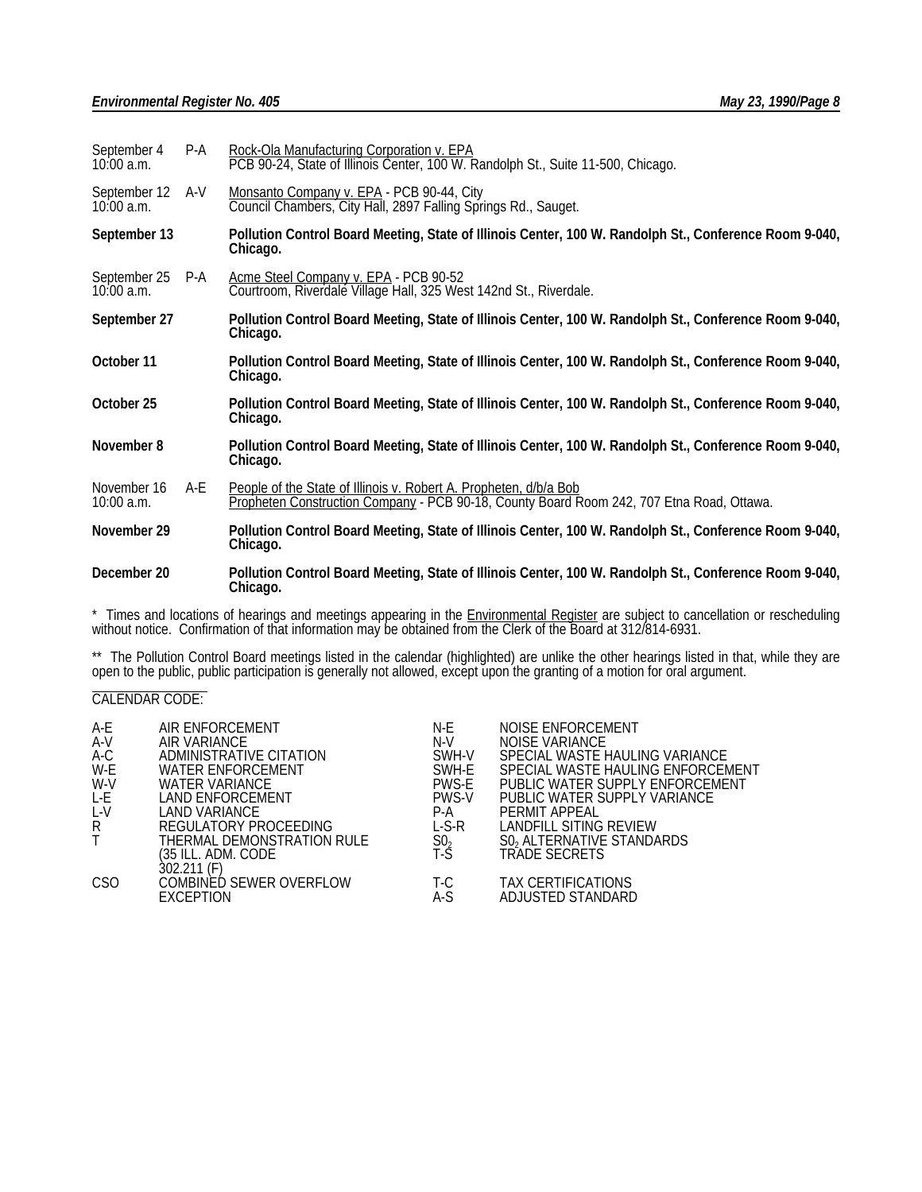| | | |
|---|---|---|
| September 4<br>10:00 a.m. | P-A | Rock-Ola Manufacturing Corporation v. EPA<br>PCB 90-24, State of Illinois Center, 100 W. Randolph St., Suite 11-500, Chicago. |
| September 12<br>10:00 a.m. | A-V | Monsanto Company v. EPA - PCB 90-44, City<br>Council Chambers, City Hall, 2897 Falling Springs Rd., Sauget. |
| **September 13** | | **Pollution Control Board Meeting, State of Illinois Center, 100 W. Randolph St., Conference Room 9-040, Chicago.** |
| September 25<br>10:00 a.m. | P-A | Acme Steel Company v. EPA - PCB 90-52<br>Courtroom, Riverdale Village Hall, 325 West 142nd St., Riverdale. |
| **September 27** | | **Pollution Control Board Meeting, State of Illinois Center, 100 W. Randolph St., Conference Room 9-040, Chicago.** |
| **October 11** | | **Pollution Control Board Meeting, State of Illinois Center, 100 W. Randolph St., Conference Room 9-040, Chicago.** |
| **October 25** | | **Pollution Control Board Meeting, State of Illinois Center, 100 W. Randolph St., Conference Room 9-040, Chicago.** |
| **November 8** | | **Pollution Control Board Meeting, State of Illinois Center, 100 W. Randolph St., Conference Room 9-040, Chicago.** |
| November 16<br>10:00 a.m. | A-E | People of the State of Illinois v. Robert A. Propheten, d/b/a Bob Propheten Construction Company - PCB 90-18, County Board Room 242, 707 Etna Road, Ottawa. |
| **November 29** | | **Pollution Control Board Meeting, State of Illinois Center, 100 W. Randolph St., Conference Room 9-040, Chicago.** |
| **December 20** | | **Pollution Control Board Meeting, State of Illinois Center, 100 W. Randolph St., Conference Room 9-040, Chicago.** |

* Times and locations of hearings and meetings appearing in the Environmental Register are subject to cancellation or rescheduling without notice. Confirmation of that information may be obtained from the Clerk of the Board at 312/814-6931.

** The Pollution Control Board meetings listed in the calendar (highlighted) are unlike the other hearings listed in that, while they are open to the public, public participation is generally not allowed, except upon the granting of a motion for oral argument.

CALENDAR CODE:

| | | | |
|---|---|---|---|
| A-E | AIR ENFORCEMENT | N-E | NOISE ENFORCEMENT |
| A-V | AIR VARIANCE | N-V | NOISE VARIANCE |
| A-C | ADMINISTRATIVE CITATION | SWH-V | SPECIAL WASTE HAULING VARIANCE |
| W-E | WATER ENFORCEMENT | SWH-E | SPECIAL WASTE HAULING ENFORCEMENT |
| W-V | WATER VARIANCE | PWS-E | PUBLIC WATER SUPPLY ENFORCEMENT |
| L-E | LAND ENFORCEMENT | PWS-V | PUBLIC WATER SUPPLY VARIANCE |
| L-V | LAND VARIANCE | P-A | PERMIT APPEAL |
| R | REGULATORY PROCEEDING | L-S-R | LANDFILL SITING REVIEW |
| T | THERMAL DEMONSTRATION RULE (35 ILL. ADM. CODE 302.211 (F) | $S0_2$ | $S0_2$ ALTERNATIVE STANDARDS |
| | | T-S | TRADE SECRETS |
| CSO | COMBINED SEWER OVERFLOW EXCEPTION | T-C | TAX CERTIFICATIONS |
| | | A-S | ADJUSTED STANDARD |